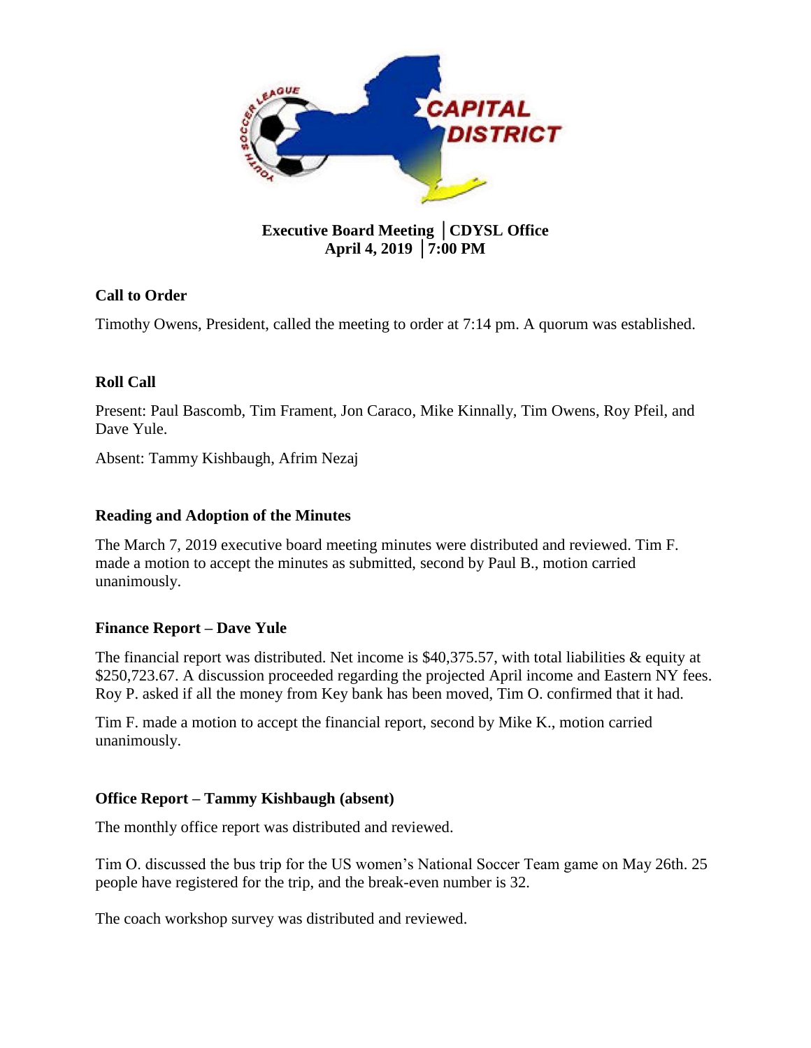**Executive Board Meeting │CDYSL Office**
**April 4, 2019 │7:00 PM**

## Call to Order

Timothy Owens, President, called the meeting to order at 7:14 pm. A quorum was established.

## Roll Call

Present: Paul Bascomb, Tim Frament, Jon Caraco, Mike Kinnally, Tim Owens, Roy Pfeil, and Dave Yule.

Absent: Tammy Kishbaugh, Afrim Nezaj

## Reading and Adoption of the Minutes

The March 7, 2019 executive board meeting minutes were distributed and reviewed. Tim F. made a motion to accept the minutes as submitted, second by Paul B., motion carried unanimously.

## Finance Report – Dave Yule

The financial report was distributed. Net income is $40,375.57, with total liabilities & equity at $250,723.67. A discussion proceeded regarding the projected April income and Eastern NY fees. Roy P. asked if all the money from Key bank has been moved, Tim O. confirmed that it had.

Tim F. made a motion to accept the financial report, second by Mike K., motion carried unanimously.

## Office Report – Tammy Kishbaugh (absent)

The monthly office report was distributed and reviewed.

Tim O. discussed the bus trip for the US women's National Soccer Team game on May 26th. 25 people have registered for the trip, and the break-even number is 32.

The coach workshop survey was distributed and reviewed.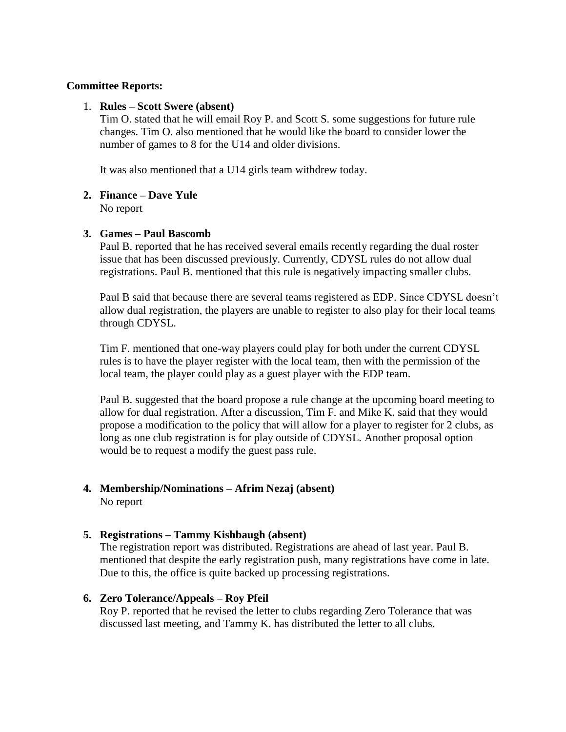**Committee Reports:**

1. **Rules – Scott Swere (absent)**
   Tim O. stated that he will email Roy P. and Scott S. some suggestions for future rule changes. Tim O. also mentioned that he would like the board to consider lower the number of games to 8 for the U14 and older divisions.

   It was also mentioned that a U14 girls team withdrew today.

2. **Finance – Dave Yule**
   No report

3. **Games – Paul Bascomb**
   Paul B. reported that he has received several emails recently regarding the dual roster issue that has been discussed previously. Currently, CDYSL rules do not allow dual registrations. Paul B. mentioned that this rule is negatively impacting smaller clubs.

   Paul B said that because there are several teams registered as EDP. Since CDYSL doesn't allow dual registration, the players are unable to register to also play for their local teams through CDYSL.

   Tim F. mentioned that one-way players could play for both under the current CDYSL rules is to have the player register with the local team, then with the permission of the local team, the player could play as a guest player with the EDP team.

   Paul B. suggested that the board propose a rule change at the upcoming board meeting to allow for dual registration. After a discussion, Tim F. and Mike K. said that they would propose a modification to the policy that will allow for a player to register for 2 clubs, as long as one club registration is for play outside of CDYSL. Another proposal option would be to request a modify the guest pass rule.

4. **Membership/Nominations – Afrim Nezaj (absent)**
   No report

5. **Registrations – Tammy Kishbaugh (absent)**
   The registration report was distributed. Registrations are ahead of last year. Paul B. mentioned that despite the early registration push, many registrations have come in late. Due to this, the office is quite backed up processing registrations.

6. **Zero Tolerance/Appeals – Roy Pfeil**
   Roy P. reported that he revised the letter to clubs regarding Zero Tolerance that was discussed last meeting, and Tammy K. has distributed the letter to all clubs.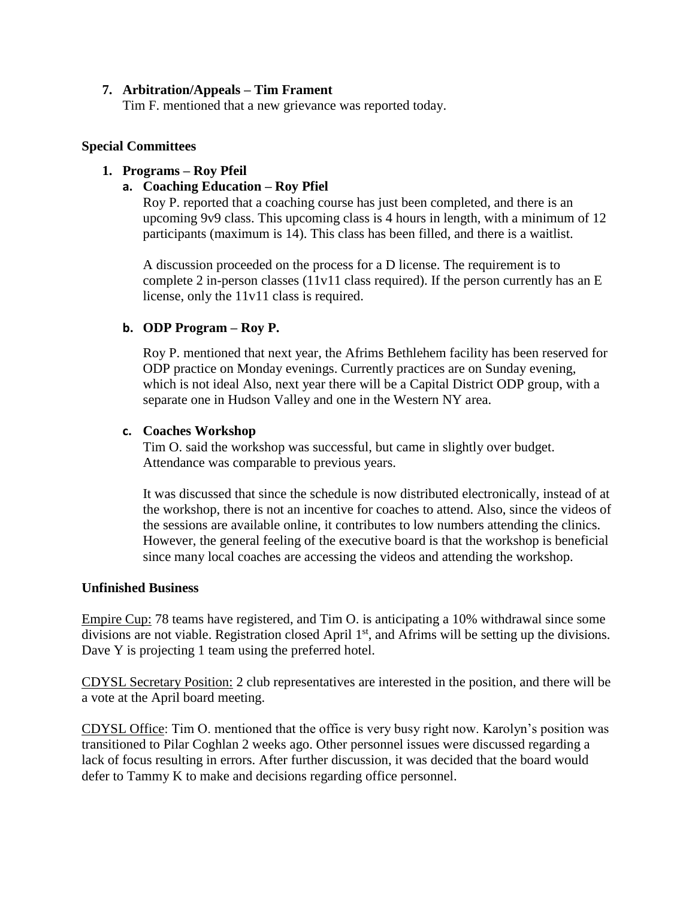7. **Arbitration/Appeals – Tim Frament**
   Tim F. mentioned that a new grievance was reported today.

**Special Committees**

1. **Programs – Roy Pfeil**
   a. **Coaching Education – Roy Pfiel**
      Roy P. reported that a coaching course has just been completed, and there is an upcoming 9v9 class. This upcoming class is 4 hours in length, with a minimum of 12 participants (maximum is 14). This class has been filled, and there is a waitlist.

      A discussion proceeded on the process for a D license. The requirement is to complete 2 in-person classes (11v11 class required). If the person currently has an E license, only the 11v11 class is required.

   b. **ODP Program – Roy P.**

      Roy P. mentioned that next year, the Afrims Bethlehem facility has been reserved for ODP practice on Monday evenings. Currently practices are on Sunday evening, which is not ideal Also, next year there will be a Capital District ODP group, with a separate one in Hudson Valley and one in the Western NY area.

   c. **Coaches Workshop**
      Tim O. said the workshop was successful, but came in slightly over budget. Attendance was comparable to previous years.

      It was discussed that since the schedule is now distributed electronically, instead of at the workshop, there is not an incentive for coaches to attend. Also, since the videos of the sessions are available online, it contributes to low numbers attending the clinics. However, the general feeling of the executive board is that the workshop is beneficial since many local coaches are accessing the videos and attending the workshop.

**Unfinished Business**

Empire Cup: 78 teams have registered, and Tim O. is anticipating a 10% withdrawal since some divisions are not viable. Registration closed April 1st, and Afrims will be setting up the divisions. Dave Y is projecting 1 team using the preferred hotel.

CDYSL Secretary Position: 2 club representatives are interested in the position, and there will be a vote at the April board meeting.

CDYSL Office: Tim O. mentioned that the office is very busy right now. Karolyn's position was transitioned to Pilar Coghlan 2 weeks ago. Other personnel issues were discussed regarding a lack of focus resulting in errors. After further discussion, it was decided that the board would defer to Tammy K to make and decisions regarding office personnel.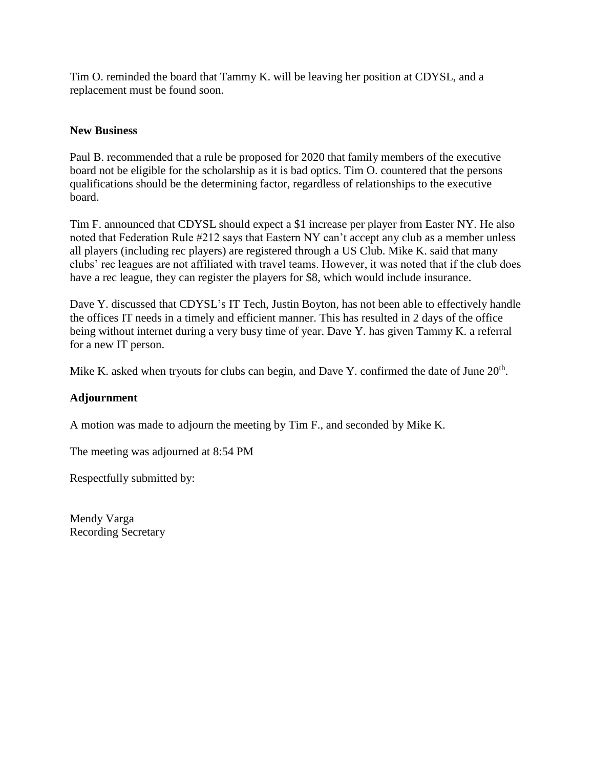Tim O. reminded the board that Tammy K. will be leaving her position at CDYSL, and a replacement must be found soon.

**New Business**

Paul B. recommended that a rule be proposed for 2020 that family members of the executive board not be eligible for the scholarship as it is bad optics. Tim O. countered that the persons qualifications should be the determining factor, regardless of relationships to the executive board.

Tim F. announced that CDYSL should expect a $1 increase per player from Easter NY. He also noted that Federation Rule #212 says that Eastern NY can't accept any club as a member unless all players (including rec players) are registered through a US Club. Mike K. said that many clubs' rec leagues are not affiliated with travel teams. However, it was noted that if the club does have a rec league, they can register the players for $8, which would include insurance.

Dave Y. discussed that CDYSL's IT Tech, Justin Boyton, has not been able to effectively handle the offices IT needs in a timely and efficient manner. This has resulted in 2 days of the office being without internet during a very busy time of year. Dave Y. has given Tammy K. a referral for a new IT person.

Mike K. asked when tryouts for clubs can begin, and Dave Y. confirmed the date of June 20th.

**Adjournment**

A motion was made to adjourn the meeting by Tim F., and seconded by Mike K.

The meeting was adjourned at 8:54 PM

Respectfully submitted by:

Mendy Varga
Recording Secretary